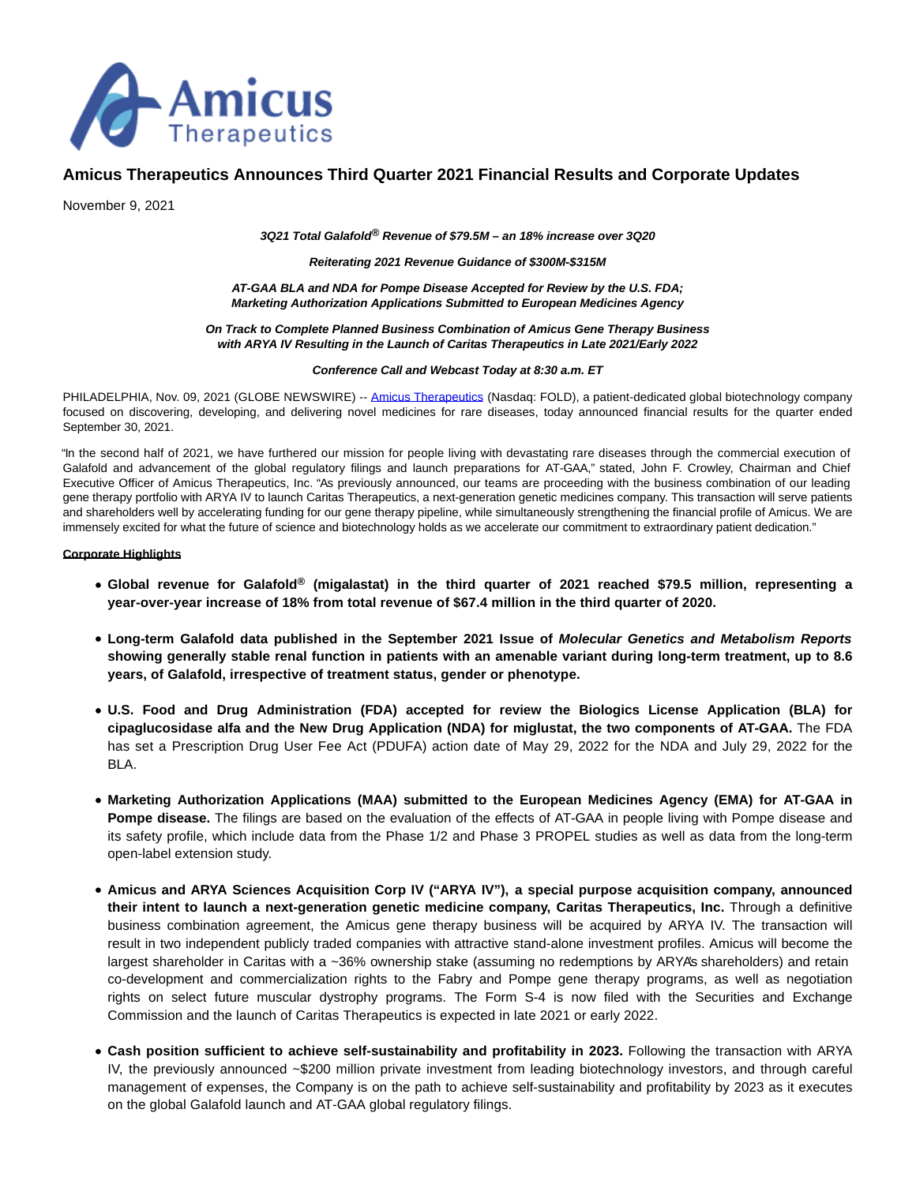# Amicus Therapeutics Announces Third Quarter 2021 Financial Results and Corporate Updates

November 9, 2021

***3Q21 Total Galafold® Revenue of $79.5M – an 18% increase over 3Q20***

***Reiterating 2021 Revenue Guidance of $300M-$315M***

***AT-GAA BLA and NDA for Pompe Disease Accepted for Review by the U.S. FDA;***
***Marketing Authorization Applications Submitted to European Medicines Agency***

***On Track to Complete Planned Business Combination of Amicus Gene Therapy Business***
***with ARYA IV Resulting in the Launch of Caritas Therapeutics in Late 2021/Early 2022***

***Conference Call and Webcast Today at 8:30 a.m. ET***

PHILADELPHIA, Nov. 09, 2021 (GLOBE NEWSWIRE) -- Amicus Therapeutics (Nasdaq: FOLD), a patient-dedicated global biotechnology company focused on discovering, developing, and delivering novel medicines for rare diseases, today announced financial results for the quarter ended September 30, 2021.

"In the second half of 2021, we have furthered our mission for people living with devastating rare diseases through the commercial execution of Galafold and advancement of the global regulatory filings and launch preparations for AT-GAA," stated, John F. Crowley, Chairman and Chief Executive Officer of Amicus Therapeutics, Inc. "As previously announced, our teams are proceeding with the business combination of our leading gene therapy portfolio with ARYA IV to launch Caritas Therapeutics, a next-generation genetic medicines company. This transaction will serve patients and shareholders well by accelerating funding for our gene therapy pipeline, while simultaneously strengthening the financial profile of Amicus. We are immensely excited for what the future of science and biotechnology holds as we accelerate our commitment to extraordinary patient dedication."

**Corporate Highlights**

- **Global revenue for Galafold® (migalastat) in the third quarter of 2021 reached $79.5 million, representing a year-over-year increase of 18% from total revenue of $67.4 million in the third quarter of 2020.**
- **Long-term Galafold data published in the September 2021 Issue of *Molecular Genetics and Metabolism Reports* showing generally stable renal function in patients with an amenable variant during long-term treatment, up to 8.6 years, of Galafold, irrespective of treatment status, gender or phenotype.**
- **U.S. Food and Drug Administration (FDA) accepted for review the Biologics License Application (BLA) for cipaglucosidase alfa and the New Drug Application (NDA) for miglustat, the two components of AT-GAA.** The FDA has set a Prescription Drug User Fee Act (PDUFA) action date of May 29, 2022 for the NDA and July 29, 2022 for the BLA.
- **Marketing Authorization Applications (MAA) submitted to the European Medicines Agency (EMA) for AT-GAA in Pompe disease.** The filings are based on the evaluation of the effects of AT-GAA in people living with Pompe disease and its safety profile, which include data from the Phase 1/2 and Phase 3 PROPEL studies as well as data from the long-term open-label extension study.
- **Amicus and ARYA Sciences Acquisition Corp IV ("ARYA IV"), a special purpose acquisition company, announced their intent to launch a next-generation genetic medicine company, Caritas Therapeutics, Inc.** Through a definitive business combination agreement, the Amicus gene therapy business will be acquired by ARYA IV. The transaction will result in two independent publicly traded companies with attractive stand-alone investment profiles. Amicus will become the largest shareholder in Caritas with a ~36% ownership stake (assuming no redemptions by ARYA's shareholders) and retain co-development and commercialization rights to the Fabry and Pompe gene therapy programs, as well as negotiation rights on select future muscular dystrophy programs. The Form S-4 is now filed with the Securities and Exchange Commission and the launch of Caritas Therapeutics is expected in late 2021 or early 2022.
- **Cash position sufficient to achieve self-sustainability and profitability in 2023.** Following the transaction with ARYA IV, the previously announced ~$200 million private investment from leading biotechnology investors, and through careful management of expenses, the Company is on the path to achieve self-sustainability and profitability by 2023 as it executes on the global Galafold launch and AT-GAA global regulatory filings.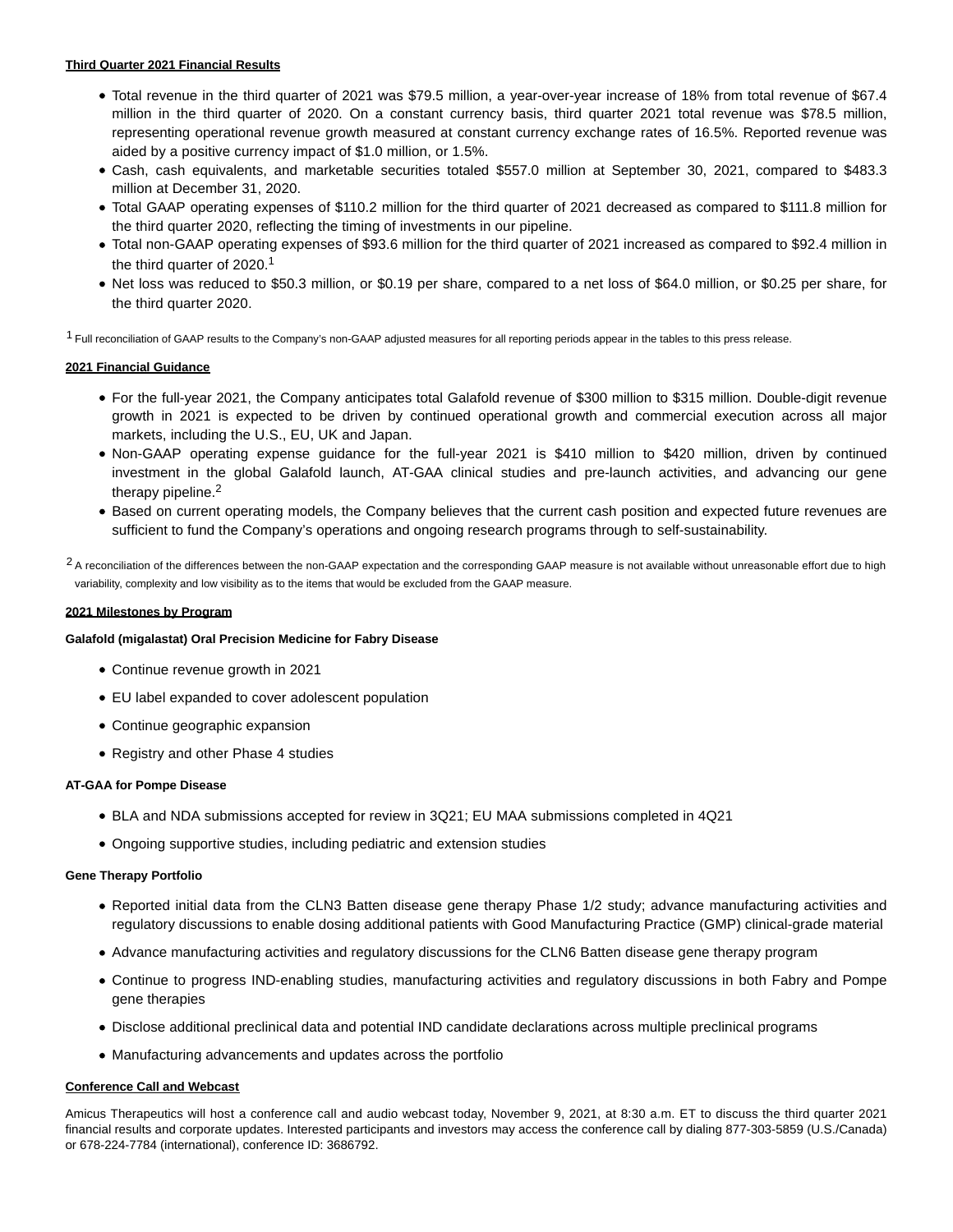**Third Quarter 2021 Financial Results**

- Total revenue in the third quarter of 2021 was $79.5 million, a year-over-year increase of 18% from total revenue of $67.4 million in the third quarter of 2020. On a constant currency basis, third quarter 2021 total revenue was $78.5 million, representing operational revenue growth measured at constant currency exchange rates of 16.5%. Reported revenue was aided by a positive currency impact of $1.0 million, or 1.5%.
- Cash, cash equivalents, and marketable securities totaled $557.0 million at September 30, 2021, compared to $483.3 million at December 31, 2020.
- Total GAAP operating expenses of $110.2 million for the third quarter of 2021 decreased as compared to $111.8 million for the third quarter 2020, reflecting the timing of investments in our pipeline.
- Total non-GAAP operating expenses of $93.6 million for the third quarter of 2021 increased as compared to $92.4 million in the third quarter of 2020.[1]
- Net loss was reduced to $50.3 million, or $0.19 per share, compared to a net loss of $64.0 million, or $0.25 per share, for the third quarter 2020.

[1] Full reconciliation of GAAP results to the Company's non-GAAP adjusted measures for all reporting periods appear in the tables to this press release.

**2021 Financial Guidance**

- For the full-year 2021, the Company anticipates total Galafold revenue of $300 million to $315 million. Double-digit revenue growth in 2021 is expected to be driven by continued operational growth and commercial execution across all major markets, including the U.S., EU, UK and Japan.
- Non-GAAP operating expense guidance for the full-year 2021 is $410 million to $420 million, driven by continued investment in the global Galafold launch, AT-GAA clinical studies and pre-launch activities, and advancing our gene therapy pipeline.[2]
- Based on current operating models, the Company believes that the current cash position and expected future revenues are sufficient to fund the Company's operations and ongoing research programs through to self-sustainability.

[2] A reconciliation of the differences between the non-GAAP expectation and the corresponding GAAP measure is not available without unreasonable effort due to high variability, complexity and low visibility as to the items that would be excluded from the GAAP measure.

**2021 Milestones by Program**

**Galafold (migalastat) Oral Precision Medicine for Fabry Disease**

- Continue revenue growth in 2021
- EU label expanded to cover adolescent population
- Continue geographic expansion
- Registry and other Phase 4 studies

**AT-GAA for Pompe Disease**

- BLA and NDA submissions accepted for review in 3Q21; EU MAA submissions completed in 4Q21
- Ongoing supportive studies, including pediatric and extension studies

**Gene Therapy Portfolio**

- Reported initial data from the CLN3 Batten disease gene therapy Phase 1/2 study; advance manufacturing activities and regulatory discussions to enable dosing additional patients with Good Manufacturing Practice (GMP) clinical-grade material
- Advance manufacturing activities and regulatory discussions for the CLN6 Batten disease gene therapy program
- Continue to progress IND-enabling studies, manufacturing activities and regulatory discussions in both Fabry and Pompe gene therapies
- Disclose additional preclinical data and potential IND candidate declarations across multiple preclinical programs
- Manufacturing advancements and updates across the portfolio

**Conference Call and Webcast**

Amicus Therapeutics will host a conference call and audio webcast today, November 9, 2021, at 8:30 a.m. ET to discuss the third quarter 2021 financial results and corporate updates. Interested participants and investors may access the conference call by dialing 877-303-5859 (U.S./Canada) or 678-224-7784 (international), conference ID: 3686792.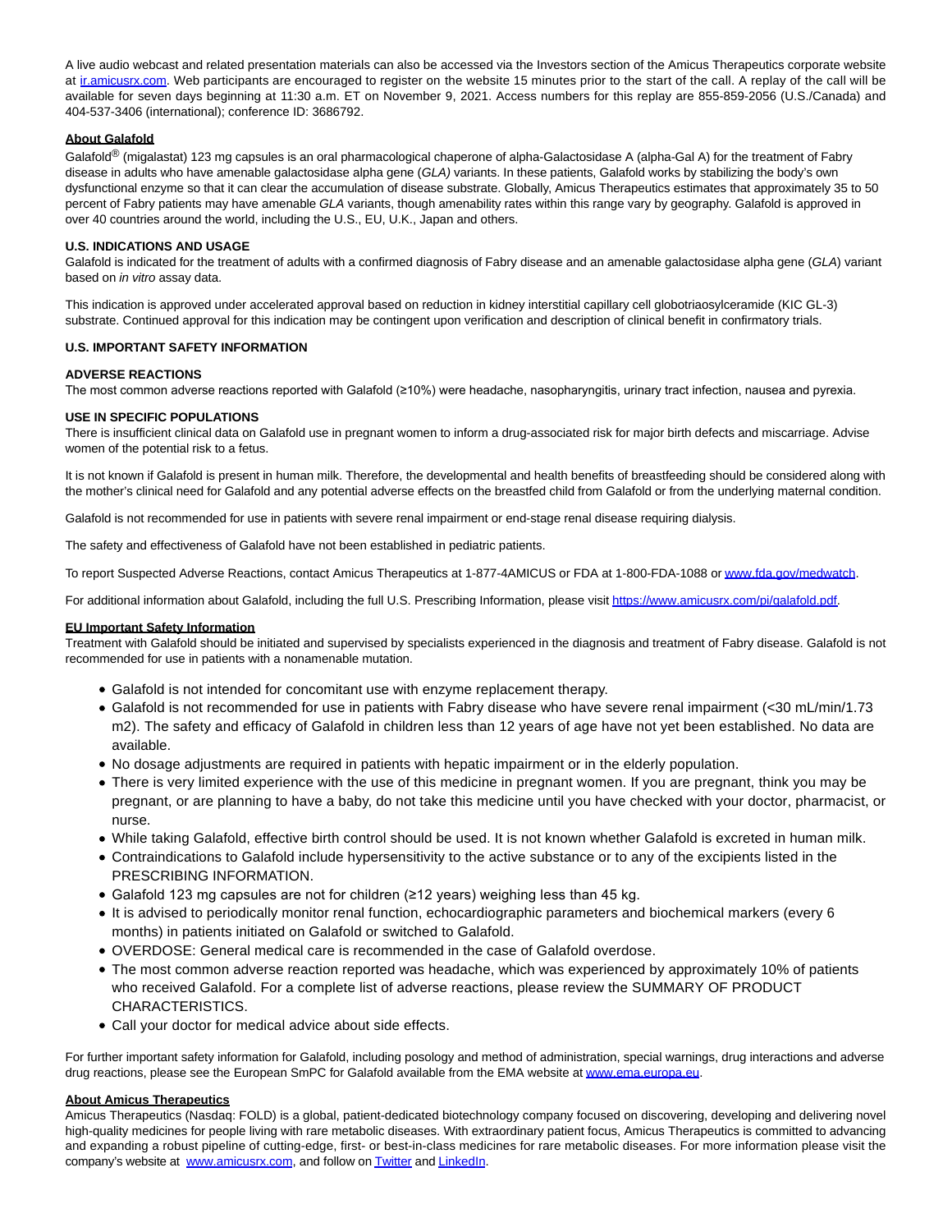A live audio webcast and related presentation materials can also be accessed via the Investors section of the Amicus Therapeutics corporate website at ir.amicusrx.com. Web participants are encouraged to register on the website 15 minutes prior to the start of the call. A replay of the call will be available for seven days beginning at 11:30 a.m. ET on November 9, 2021. Access numbers for this replay are 855-859-2056 (U.S./Canada) and 404-537-3406 (international); conference ID: 3686792.

**About Galafold**

Galafold® (migalastat) 123 mg capsules is an oral pharmacological chaperone of alpha-Galactosidase A (alpha-Gal A) for the treatment of Fabry disease in adults who have amenable galactosidase alpha gene (*GLA)* variants. In these patients, Galafold works by stabilizing the body's own dysfunctional enzyme so that it can clear the accumulation of disease substrate. Globally, Amicus Therapeutics estimates that approximately 35 to 50 percent of Fabry patients may have amenable *GLA* variants, though amenability rates within this range vary by geography. Galafold is approved in over 40 countries around the world, including the U.S., EU, U.K., Japan and others.

**U.S. INDICATIONS AND USAGE**

Galafold is indicated for the treatment of adults with a confirmed diagnosis of Fabry disease and an amenable galactosidase alpha gene (*GLA*) variant based on *in vitro* assay data.

This indication is approved under accelerated approval based on reduction in kidney interstitial capillary cell globotriaosylceramide (KIC GL-3) substrate. Continued approval for this indication may be contingent upon verification and description of clinical benefit in confirmatory trials.

**U.S. IMPORTANT SAFETY INFORMATION**

**ADVERSE REACTIONS**

The most common adverse reactions reported with Galafold (≥10%) were headache, nasopharyngitis, urinary tract infection, nausea and pyrexia.

**USE IN SPECIFIC POPULATIONS**

There is insufficient clinical data on Galafold use in pregnant women to inform a drug-associated risk for major birth defects and miscarriage. Advise women of the potential risk to a fetus.

It is not known if Galafold is present in human milk. Therefore, the developmental and health benefits of breastfeeding should be considered along with the mother's clinical need for Galafold and any potential adverse effects on the breastfed child from Galafold or from the underlying maternal condition.

Galafold is not recommended for use in patients with severe renal impairment or end-stage renal disease requiring dialysis.

The safety and effectiveness of Galafold have not been established in pediatric patients.

To report Suspected Adverse Reactions, contact Amicus Therapeutics at 1-877-4AMICUS or FDA at 1-800-FDA-1088 or www.fda.gov/medwatch.

For additional information about Galafold, including the full U.S. Prescribing Information, please visit https://www.amicusrx.com/pi/galafold.pdf.

**EU Important Safety Information**

Treatment with Galafold should be initiated and supervised by specialists experienced in the diagnosis and treatment of Fabry disease. Galafold is not recommended for use in patients with a nonamenable mutation.

- Galafold is not intended for concomitant use with enzyme replacement therapy.
- Galafold is not recommended for use in patients with Fabry disease who have severe renal impairment (<30 mL/min/1.73 m2). The safety and efficacy of Galafold in children less than 12 years of age have not yet been established. No data are available.
- No dosage adjustments are required in patients with hepatic impairment or in the elderly population.
- There is very limited experience with the use of this medicine in pregnant women. If you are pregnant, think you may be pregnant, or are planning to have a baby, do not take this medicine until you have checked with your doctor, pharmacist, or nurse.
- While taking Galafold, effective birth control should be used. It is not known whether Galafold is excreted in human milk.
- Contraindications to Galafold include hypersensitivity to the active substance or to any of the excipients listed in the PRESCRIBING INFORMATION.
- Galafold 123 mg capsules are not for children (≥12 years) weighing less than 45 kg.
- It is advised to periodically monitor renal function, echocardiographic parameters and biochemical markers (every 6 months) in patients initiated on Galafold or switched to Galafold.
- OVERDOSE: General medical care is recommended in the case of Galafold overdose.
- The most common adverse reaction reported was headache, which was experienced by approximately 10% of patients who received Galafold. For a complete list of adverse reactions, please review the SUMMARY OF PRODUCT CHARACTERISTICS.
- Call your doctor for medical advice about side effects.

For further important safety information for Galafold, including posology and method of administration, special warnings, drug interactions and adverse drug reactions, please see the European SmPC for Galafold available from the EMA website at www.ema.europa.eu.

**About Amicus Therapeutics**

Amicus Therapeutics (Nasdaq: FOLD) is a global, patient-dedicated biotechnology company focused on discovering, developing and delivering novel high-quality medicines for people living with rare metabolic diseases. With extraordinary patient focus, Amicus Therapeutics is committed to advancing and expanding a robust pipeline of cutting-edge, first- or best-in-class medicines for rare metabolic diseases. For more information please visit the company's website at www.amicusrx.com, and follow on Twitter and LinkedIn.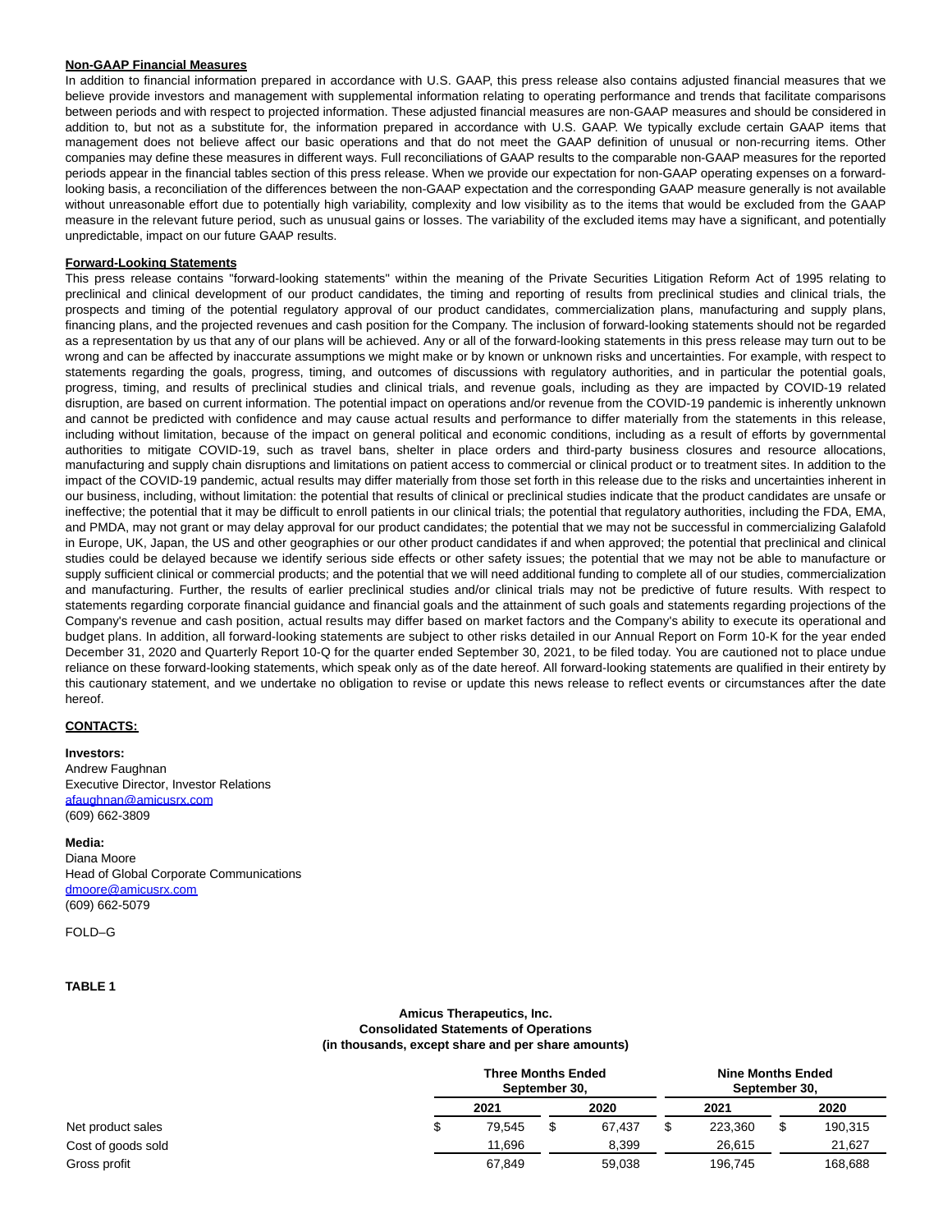**Non-GAAP Financial Measures**

In addition to financial information prepared in accordance with U.S. GAAP, this press release also contains adjusted financial measures that we believe provide investors and management with supplemental information relating to operating performance and trends that facilitate comparisons between periods and with respect to projected information. These adjusted financial measures are non-GAAP measures and should be considered in addition to, but not as a substitute for, the information prepared in accordance with U.S. GAAP. We typically exclude certain GAAP items that management does not believe affect our basic operations and that do not meet the GAAP definition of unusual or non-recurring items. Other companies may define these measures in different ways. Full reconciliations of GAAP results to the comparable non-GAAP measures for the reported periods appear in the financial tables section of this press release. When we provide our expectation for non-GAAP operating expenses on a forward-looking basis, a reconciliation of the differences between the non-GAAP expectation and the corresponding GAAP measure generally is not available without unreasonable effort due to potentially high variability, complexity and low visibility as to the items that would be excluded from the GAAP measure in the relevant future period, such as unusual gains or losses. The variability of the excluded items may have a significant, and potentially unpredictable, impact on our future GAAP results.

**Forward-Looking Statements**

This press release contains "forward-looking statements" within the meaning of the Private Securities Litigation Reform Act of 1995 relating to preclinical and clinical development of our product candidates, the timing and reporting of results from preclinical studies and clinical trials, the prospects and timing of the potential regulatory approval of our product candidates, commercialization plans, manufacturing and supply plans, financing plans, and the projected revenues and cash position for the Company. The inclusion of forward-looking statements should not be regarded as a representation by us that any of our plans will be achieved. Any or all of the forward-looking statements in this press release may turn out to be wrong and can be affected by inaccurate assumptions we might make or by known or unknown risks and uncertainties. For example, with respect to statements regarding the goals, progress, timing, and outcomes of discussions with regulatory authorities, and in particular the potential goals, progress, timing, and results of preclinical studies and clinical trials, and revenue goals, including as they are impacted by COVID-19 related disruption, are based on current information. The potential impact on operations and/or revenue from the COVID-19 pandemic is inherently unknown and cannot be predicted with confidence and may cause actual results and performance to differ materially from the statements in this release, including without limitation, because of the impact on general political and economic conditions, including as a result of efforts by governmental authorities to mitigate COVID-19, such as travel bans, shelter in place orders and third-party business closures and resource allocations, manufacturing and supply chain disruptions and limitations on patient access to commercial or clinical product or to treatment sites. In addition to the impact of the COVID-19 pandemic, actual results may differ materially from those set forth in this release due to the risks and uncertainties inherent in our business, including, without limitation: the potential that results of clinical or preclinical studies indicate that the product candidates are unsafe or ineffective; the potential that it may be difficult to enroll patients in our clinical trials; the potential that regulatory authorities, including the FDA, EMA, and PMDA, may not grant or may delay approval for our product candidates; the potential that we may not be successful in commercializing Galafold in Europe, UK, Japan, the US and other geographies or our other product candidates if and when approved; the potential that preclinical and clinical studies could be delayed because we identify serious side effects or other safety issues; the potential that we may not be able to manufacture or supply sufficient clinical or commercial products; and the potential that we will need additional funding to complete all of our studies, commercialization and manufacturing. Further, the results of earlier preclinical studies and/or clinical trials may not be predictive of future results. With respect to statements regarding corporate financial guidance and financial goals and the attainment of such goals and statements regarding projections of the Company's revenue and cash position, actual results may differ based on market factors and the Company's ability to execute its operational and budget plans. In addition, all forward-looking statements are subject to other risks detailed in our Annual Report on Form 10-K for the year ended December 31, 2020 and Quarterly Report 10-Q for the quarter ended September 30, 2021, to be filed today. You are cautioned not to place undue reliance on these forward-looking statements, which speak only as of the date hereof. All forward-looking statements are qualified in their entirety by this cautionary statement, and we undertake no obligation to revise or update this news release to reflect events or circumstances after the date hereof.

**CONTACTS:**

**Investors:**
Andrew Faughnan
Executive Director, Investor Relations
afaughnan@amicusrx.com
(609) 662-3809

**Media:**
Diana Moore
Head of Global Corporate Communications
dmoore@amicusrx.com
(609) 662-5079

FOLD–G

**TABLE 1**

**Amicus Therapeutics, Inc.**
**Consolidated Statements of Operations**
**(in thousands, except share and per share amounts)**

| | Three Months Ended September 30, | | Nine Months Ended September 30, | |
|---|---|---|---|---|
| | 2021 | 2020 | 2021 | 2020 |
| Net product sales | $ 79,545 | $ 67,437 | $ 223,360 | $ 190,315 |
| Cost of goods sold | 11,696 | 8,399 | 26,615 | 21,627 |
| Gross profit | 67,849 | 59,038 | 196,745 | 168,688 |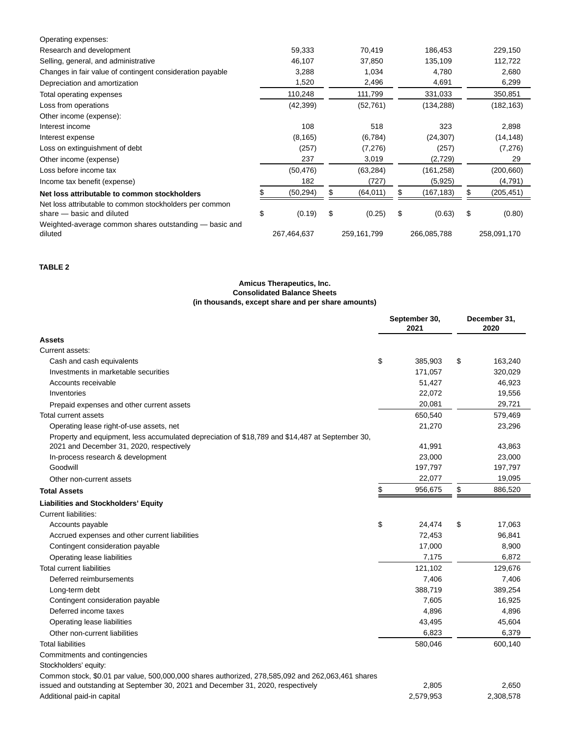| | | | | |
|---|---|---|---|---|
| Operating expenses: | | | | |
| Research and development | 59,333 | 70,419 | 186,453 | 229,150 |
| Selling, general, and administrative | 46,107 | 37,850 | 135,109 | 112,722 |
| Changes in fair value of contingent consideration payable | 3,288 | 1,034 | 4,780 | 2,680 |
| Depreciation and amortization | 1,520 | 2,496 | 4,691 | 6,299 |
| Total operating expenses | 110,248 | 111,799 | 331,033 | 350,851 |
| Loss from operations | (42,399) | (52,761) | (134,288) | (182,163) |
| Other income (expense): | | | | |
| Interest income | 108 | 518 | 323 | 2,898 |
| Interest expense | (8,165) | (6,784) | (24,307) | (14,148) |
| Loss on extinguishment of debt | (257) | (7,276) | (257) | (7,276) |
| Other income (expense) | 237 | 3,019 | (2,729) | 29 |
| Loss before income tax | (50,476) | (63,284) | (161,258) | (200,660) |
| Income tax benefit (expense) | 182 | (727) | (5,925) | (4,791) |
| **Net loss attributable to common stockholders** | $ (50,294) | $ (64,011) | $ (167,183) | $ (205,451) |
| Net loss attributable to common stockholders per common share — basic and diluted | $ (0.19) | $ (0.25) | $ (0.63) | $ (0.80) |
| Weighted-average common shares outstanding — basic and diluted | 267,464,637 | 259,161,799 | 266,085,788 | 258,091,170 |

**TABLE 2**

**Amicus Therapeutics, Inc.**
**Consolidated Balance Sheets**
**(in thousands, except share and per share amounts)**

| | September 30, 2021 | December 31, 2020 |
|---|---|---|
| **Assets** | | |
| Current assets: | | |
| Cash and cash equivalents | $ 385,903 | $ 163,240 |
| Investments in marketable securities | 171,057 | 320,029 |
| Accounts receivable | 51,427 | 46,923 |
| Inventories | 22,072 | 19,556 |
| Prepaid expenses and other current assets | 20,081 | 29,721 |
| Total current assets | 650,540 | 579,469 |
| Operating lease right-of-use assets, net | 21,270 | 23,296 |
| Property and equipment, less accumulated depreciation of $18,789 and $14,487 at September 30, 2021 and December 31, 2020, respectively | 41,991 | 43,863 |
| In-process research & development | 23,000 | 23,000 |
| Goodwill | 197,797 | 197,797 |
| Other non-current assets | 22,077 | 19,095 |
| **Total Assets** | $ 956,675 | $ 886,520 |
| **Liabilities and Stockholders' Equity** | | |
| Current liabilities: | | |
| Accounts payable | $ 24,474 | $ 17,063 |
| Accrued expenses and other current liabilities | 72,453 | 96,841 |
| Contingent consideration payable | 17,000 | 8,900 |
| Operating lease liabilities | 7,175 | 6,872 |
| Total current liabilities | 121,102 | 129,676 |
| Deferred reimbursements | 7,406 | 7,406 |
| Long-term debt | 388,719 | 389,254 |
| Contingent consideration payable | 7,605 | 16,925 |
| Deferred income taxes | 4,896 | 4,896 |
| Operating lease liabilities | 43,495 | 45,604 |
| Other non-current liabilities | 6,823 | 6,379 |
| Total liabilities | 580,046 | 600,140 |
| Commitments and contingencies | | |
| Stockholders' equity: | | |
| Common stock, $0.01 par value, 500,000,000 shares authorized, 278,585,092 and 262,063,461 shares issued and outstanding at September 30, 2021 and December 31, 2020, respectively | 2,805 | 2,650 |
| Additional paid-in capital | 2,579,953 | 2,308,578 |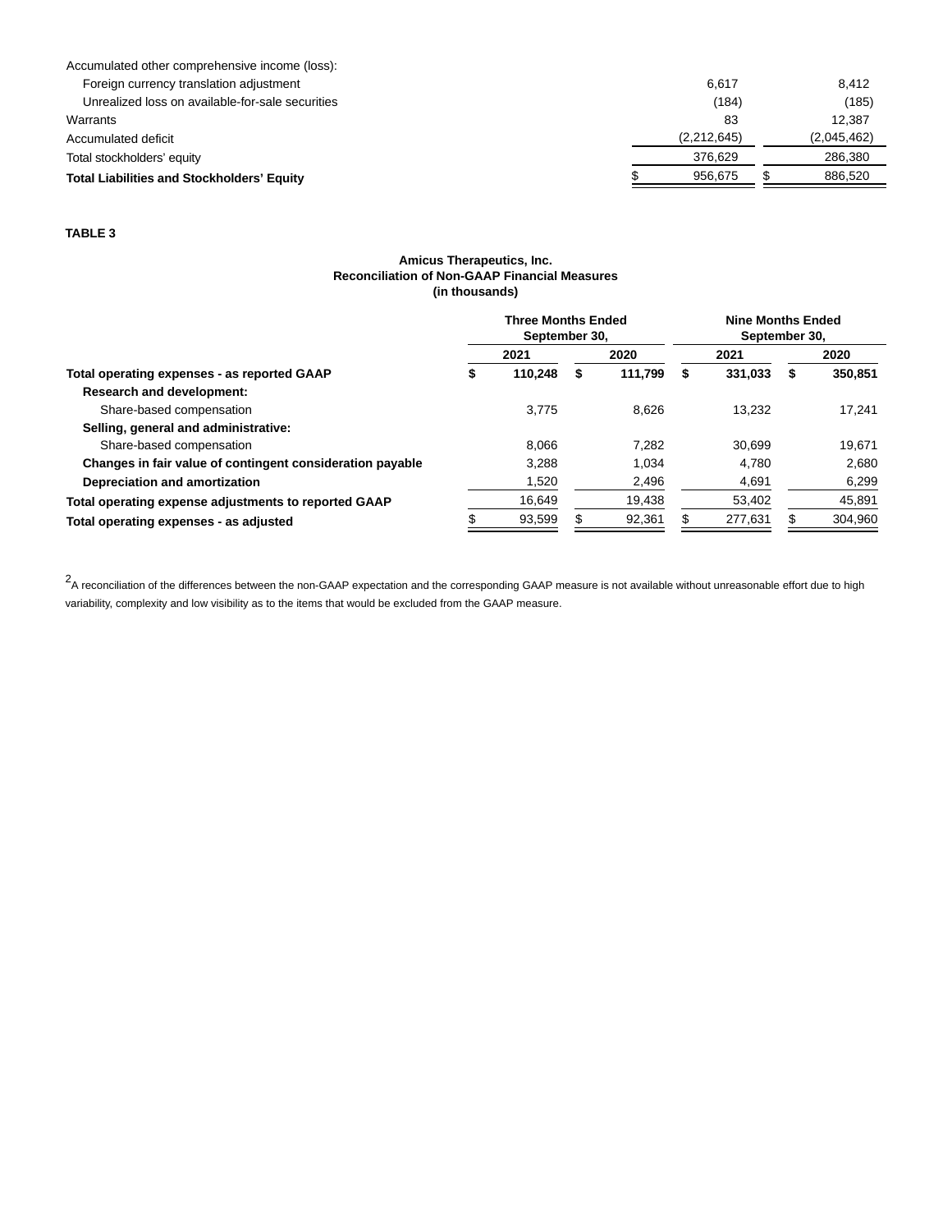| | | |
|---|---|---|
| Accumulated other comprehensive income (loss): | | |
| Foreign currency translation adjustment | 6,617 | 8,412 |
| Unrealized loss on available-for-sale securities | (184) | (185) |
| Warrants | 83 | 12,387 |
| Accumulated deficit | (2,212,645) | (2,045,462) |
| Total stockholders' equity | 376,629 | 286,380 |
| **Total Liabilities and Stockholders' Equity** | $ 956,675 | $ 886,520 |

**TABLE 3**

**Amicus Therapeutics, Inc.**
**Reconciliation of Non-GAAP Financial Measures**
**(in thousands)**

| | Three Months Ended September 30, | | Nine Months Ended September 30, | |
|---|---|---|---|---|
| | **2021** | **2020** | **2021** | **2020** |
| **Total operating expenses - as reported GAAP** | **$ 110,248** | **$ 111,799** | **$ 331,033** | **$ 350,851** |
| **Research and development:** | | | | |
| Share-based compensation | 3,775 | 8,626 | 13,232 | 17,241 |
| **Selling, general and administrative:** | | | | |
| Share-based compensation | 8,066 | 7,282 | 30,699 | 19,671 |
| **Changes in fair value of contingent consideration payable** | 3,288 | 1,034 | 4,780 | 2,680 |
| **Depreciation and amortization** | 1,520 | 2,496 | 4,691 | 6,299 |
| **Total operating expense adjustments to reported GAAP** | 16,649 | 19,438 | 53,402 | 45,891 |
| **Total operating expenses - as adjusted** | $ 93,599 | $ 92,361 | $ 277,631 | $ 304,960 |

[2] A reconciliation of the differences between the non-GAAP expectation and the corresponding GAAP measure is not available without unreasonable effort due to high variability, complexity and low visibility as to the items that would be excluded from the GAAP measure.